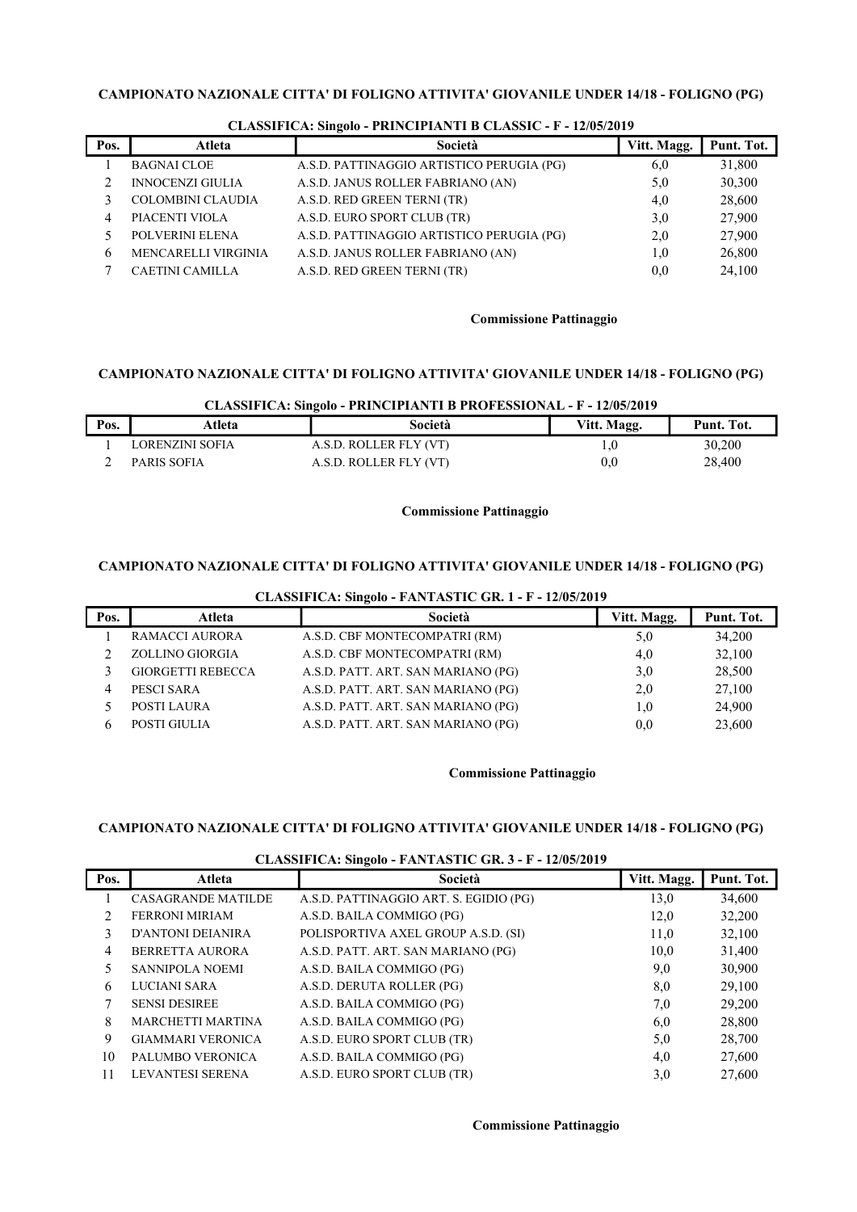**CAMPIONATO NAZIONALE CITTA' DI FOLIGNO ATTIVITA' GIOVANILE UNDER 14/18 - FOLIGNO (PG)**

**CLASSIFICA: Singolo - PRINCIPIANTI B CLASSIC - F - 12/05/2019**

| Pos. | Atleta | Società | Vitt. Magg. | Punt. Tot. |
|---|---|---|---|---|
| 1 | BAGNAI CLOE | A.S.D. PATTINAGGIO ARTISTICO PERUGIA (PG) | 6,0 | 31,800 |
| 2 | INNOCENZI GIULIA | A.S.D. JANUS ROLLER FABRIANO (AN) | 5,0 | 30,300 |
| 3 | COLOMBINI CLAUDIA | A.S.D. RED GREEN TERNI (TR) | 4,0 | 28,600 |
| 4 | PIACENTI VIOLA | A.S.D. EURO SPORT CLUB (TR) | 3,0 | 27,900 |
| 5 | POLVERINI ELENA | A.S.D. PATTINAGGIO ARTISTICO PERUGIA (PG) | 2,0 | 27,900 |
| 6 | MENCARELLI VIRGINIA | A.S.D. JANUS ROLLER FABRIANO (AN) | 1,0 | 26,800 |
| 7 | CAETINI CAMILLA | A.S.D. RED GREEN TERNI (TR) | 0,0 | 24,100 |

**Commissione Pattinaggio**

**CAMPIONATO NAZIONALE CITTA' DI FOLIGNO ATTIVITA' GIOVANILE UNDER 14/18 - FOLIGNO (PG)**

**CLASSIFICA: Singolo - PRINCIPIANTI B PROFESSIONAL - F - 12/05/2019**

| Pos. | Atleta | Società | Vitt. Magg. | Punt. Tot. |
|---|---|---|---|---|
| 1 | LORENZINI SOFIA | A.S.D. ROLLER FLY (VT) | 1,0 | 30,200 |
| 2 | PARIS SOFIA | A.S.D. ROLLER FLY (VT) | 0,0 | 28,400 |

**Commissione Pattinaggio**

**CAMPIONATO NAZIONALE CITTA' DI FOLIGNO ATTIVITA' GIOVANILE UNDER 14/18 - FOLIGNO (PG)**

**CLASSIFICA: Singolo - FANTASTIC GR. 1 - F - 12/05/2019**

| Pos. | Atleta | Società | Vitt. Magg. | Punt. Tot. |
|---|---|---|---|---|
| 1 | RAMACCI AURORA | A.S.D. CBF MONTECOMPATRI (RM) | 5,0 | 34,200 |
| 2 | ZOLLINO GIORGIA | A.S.D. CBF MONTECOMPATRI (RM) | 4,0 | 32,100 |
| 3 | GIORGETTI REBECCA | A.S.D. PATT. ART. SAN MARIANO (PG) | 3,0 | 28,500 |
| 4 | PESCI SARA | A.S.D. PATT. ART. SAN MARIANO (PG) | 2,0 | 27,100 |
| 5 | POSTI LAURA | A.S.D. PATT. ART. SAN MARIANO (PG) | 1,0 | 24,900 |
| 6 | POSTI GIULIA | A.S.D. PATT. ART. SAN MARIANO (PG) | 0,0 | 23,600 |

**Commissione Pattinaggio**

**CAMPIONATO NAZIONALE CITTA' DI FOLIGNO ATTIVITA' GIOVANILE UNDER 14/18 - FOLIGNO (PG)**

**CLASSIFICA: Singolo - FANTASTIC GR. 3 - F - 12/05/2019**

| Pos. | Atleta | Società | Vitt. Magg. | Punt. Tot. |
|---|---|---|---|---|
| 1 | CASAGRANDE MATILDE | A.S.D. PATTINAGGIO ART. S. EGIDIO (PG) | 13,0 | 34,600 |
| 2 | FERRONI MIRIAM | A.S.D. BAILA COMMIGO (PG) | 12,0 | 32,200 |
| 3 | D'ANTONI DEIANIRA | POLISPORTIVA AXEL GROUP A.S.D. (SI) | 11,0 | 32,100 |
| 4 | BERRETTA AURORA | A.S.D. PATT. ART. SAN MARIANO (PG) | 10,0 | 31,400 |
| 5 | SANNIPOLA NOEMI | A.S.D. BAILA COMMIGO (PG) | 9,0 | 30,900 |
| 6 | LUCIANI SARA | A.S.D. DERUTA ROLLER (PG) | 8,0 | 29,100 |
| 7 | SENSI DESIREE | A.S.D. BAILA COMMIGO (PG) | 7,0 | 29,200 |
| 8 | MARCHETTI MARTINA | A.S.D. BAILA COMMIGO (PG) | 6,0 | 28,800 |
| 9 | GIAMMARI VERONICA | A.S.D. EURO SPORT CLUB (TR) | 5,0 | 28,700 |
| 10 | PALUMBO VERONICA | A.S.D. BAILA COMMIGO (PG) | 4,0 | 27,600 |
| 11 | LEVANTESI SERENA | A.S.D. EURO SPORT CLUB (TR) | 3,0 | 27,600 |

**Commissione Pattinaggio**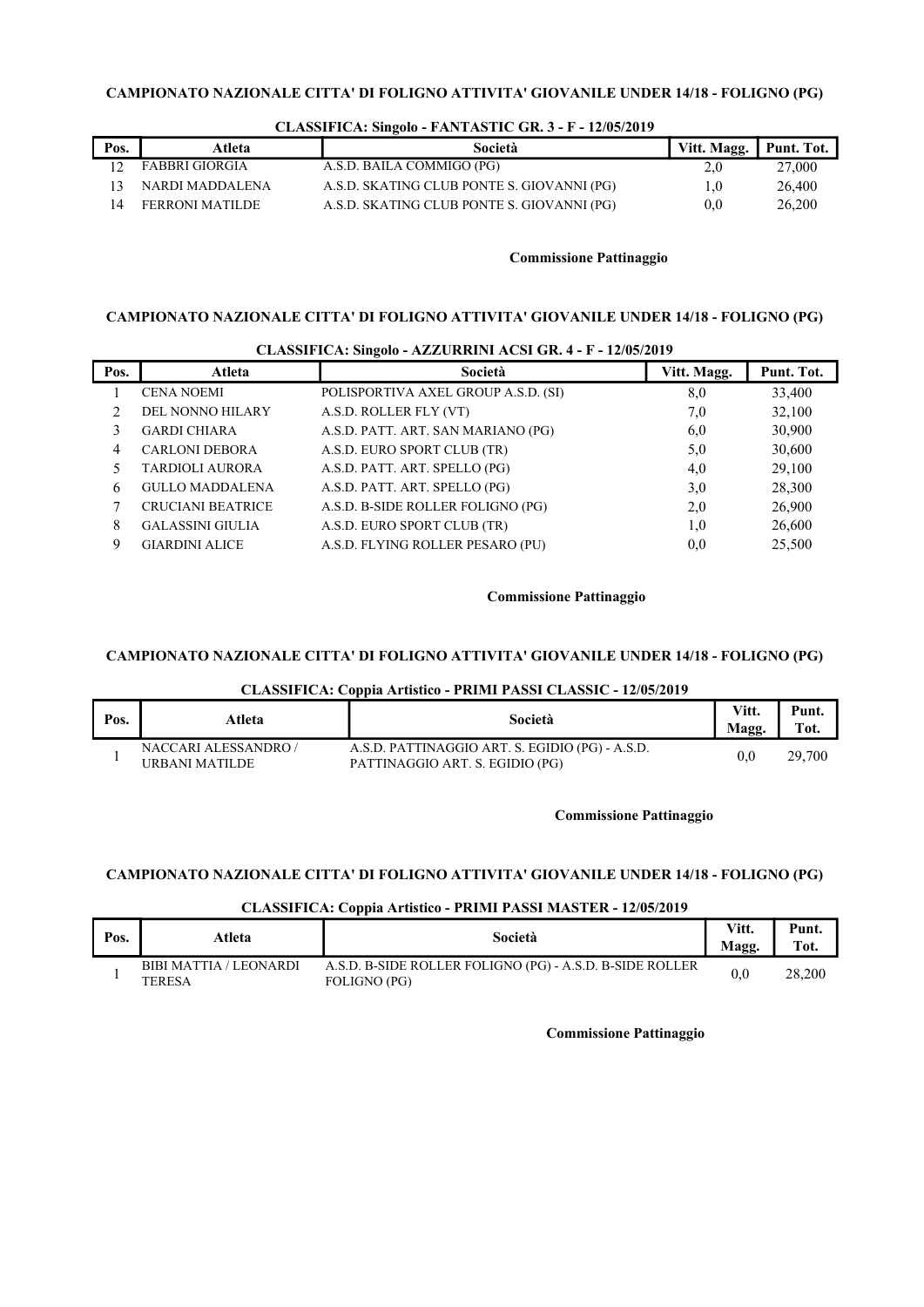### CAMPIONATO NAZIONALE CITTA' DI FOLIGNO ATTIVITA' GIOVANILE UNDER 14/18 - FOLIGNO (PG)

**CLASSIFICA: Singolo - FANTASTIC GR. 3 - F - 12/05/2019**

| Pos. | Atleta | Società | Vitt. Magg. | Punt. Tot. |
|---|---|---|---|---|
| 12 | FABBRI GIORGIA | A.S.D. BAILA COMMIGO (PG) | 2,0 | 27,000 |
| 13 | NARDI MADDALENA | A.S.D. SKATING CLUB PONTE S. GIOVANNI (PG) | 1,0 | 26,400 |
| 14 | FERRONI MATILDE | A.S.D. SKATING CLUB PONTE S. GIOVANNI (PG) | 0,0 | 26,200 |

**Commissione Pattinaggio**

### CAMPIONATO NAZIONALE CITTA' DI FOLIGNO ATTIVITA' GIOVANILE UNDER 14/18 - FOLIGNO (PG)

**CLASSIFICA: Singolo - AZZURRINI ACSI GR. 4 - F - 12/05/2019**

| Pos. | Atleta | Società | Vitt. Magg. | Punt. Tot. |
|---|---|---|---|---|
| 1 | CENA NOEMI | POLISPORTIVA AXEL GROUP A.S.D. (SI) | 8,0 | 33,400 |
| 2 | DEL NONNO HILARY | A.S.D. ROLLER FLY (VT) | 7,0 | 32,100 |
| 3 | GARDI CHIARA | A.S.D. PATT. ART. SAN MARIANO (PG) | 6,0 | 30,900 |
| 4 | CARLONI DEBORA | A.S.D. EURO SPORT CLUB (TR) | 5,0 | 30,600 |
| 5 | TARDIOLI AURORA | A.S.D. PATT. ART. SPELLO (PG) | 4,0 | 29,100 |
| 6 | GULLO MADDALENA | A.S.D. PATT. ART. SPELLO (PG) | 3,0 | 28,300 |
| 7 | CRUCIANI BEATRICE | A.S.D. B-SIDE ROLLER FOLIGNO (PG) | 2,0 | 26,900 |
| 8 | GALASSINI GIULIA | A.S.D. EURO SPORT CLUB (TR) | 1,0 | 26,600 |
| 9 | GIARDINI ALICE | A.S.D. FLYING ROLLER PESARO (PU) | 0,0 | 25,500 |

**Commissione Pattinaggio**

### CAMPIONATO NAZIONALE CITTA' DI FOLIGNO ATTIVITA' GIOVANILE UNDER 14/18 - FOLIGNO (PG)

**CLASSIFICA: Coppia Artistico - PRIMI PASSI CLASSIC - 12/05/2019**

| Pos. | Atleta | Società | Vitt. Magg. | Punt. Tot. |
|---|---|---|---|---|
| 1 | NACCARI ALESSANDRO / URBANI MATILDE | A.S.D. PATTINAGGIO ART. S. EGIDIO (PG) - A.S.D. PATTINAGGIO ART. S. EGIDIO (PG) | 0,0 | 29,700 |

**Commissione Pattinaggio**

### CAMPIONATO NAZIONALE CITTA' DI FOLIGNO ATTIVITA' GIOVANILE UNDER 14/18 - FOLIGNO (PG)

**CLASSIFICA: Coppia Artistico - PRIMI PASSI MASTER - 12/05/2019**

| Pos. | Atleta | Società | Vitt. Magg. | Punt. Tot. |
|---|---|---|---|---|
| 1 | BIBI MATTIA / LEONARDI TERESA | A.S.D. B-SIDE ROLLER FOLIGNO (PG) - A.S.D. B-SIDE ROLLER FOLIGNO (PG) | 0,0 | 28,200 |

**Commissione Pattinaggio**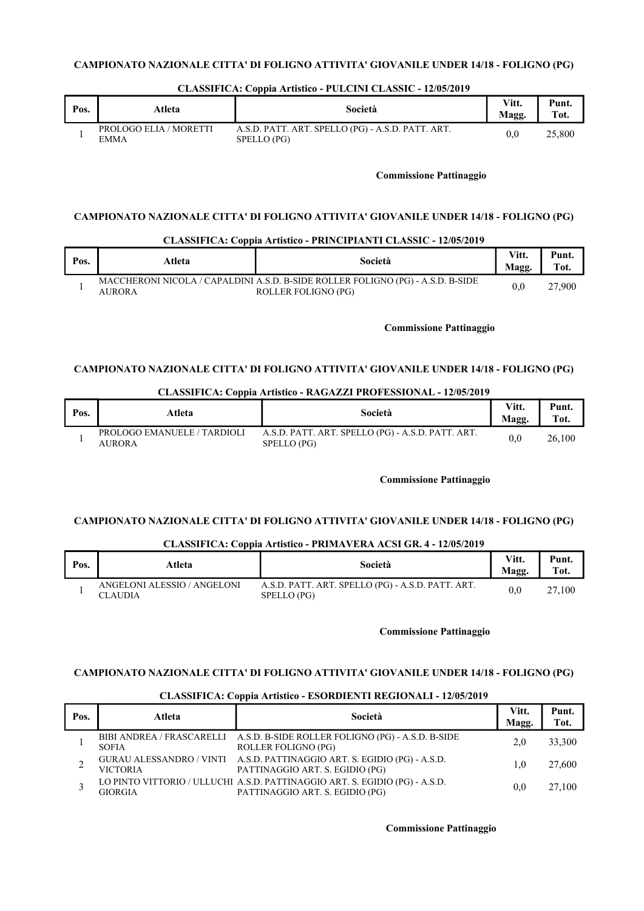### CAMPIONATO NAZIONALE CITTA' DI FOLIGNO ATTIVITA' GIOVANILE UNDER 14/18 - FOLIGNO (PG)

#### CLASSIFICA: Coppia Artistico - PULCINI CLASSIC - 12/05/2019

| Pos. | Atleta | Società | Vitt. Magg. | Punt. Tot. |
|---|---|---|---|---|
| 1 | PROLOGO ELIA / MORETTI EMMA | A.S.D. PATT. ART. SPELLO (PG) - A.S.D. PATT. ART. SPELLO (PG) | 0,0 | 25,800 |

**Commissione Pattinaggio**

### CAMPIONATO NAZIONALE CITTA' DI FOLIGNO ATTIVITA' GIOVANILE UNDER 14/18 - FOLIGNO (PG)

#### CLASSIFICA: Coppia Artistico - PRINCIPIANTI CLASSIC - 12/05/2019

| Pos. | Atleta | Società | Vitt. Magg. | Punt. Tot. |
|---|---|---|---|---|
| 1 | MACCHERONI NICOLA / CAPALDINI AURORA | A.S.D. B-SIDE ROLLER FOLIGNO (PG) - A.S.D. B-SIDE ROLLER FOLIGNO (PG) | 0,0 | 27,900 |

**Commissione Pattinaggio**

### CAMPIONATO NAZIONALE CITTA' DI FOLIGNO ATTIVITA' GIOVANILE UNDER 14/18 - FOLIGNO (PG)

#### CLASSIFICA: Coppia Artistico - RAGAZZI PROFESSIONAL - 12/05/2019

| Pos. | Atleta | Società | Vitt. Magg. | Punt. Tot. |
|---|---|---|---|---|
| 1 | PROLOGO EMANUELE / TARDIOLI AURORA | A.S.D. PATT. ART. SPELLO (PG) - A.S.D. PATT. ART. SPELLO (PG) | 0,0 | 26,100 |

**Commissione Pattinaggio**

### CAMPIONATO NAZIONALE CITTA' DI FOLIGNO ATTIVITA' GIOVANILE UNDER 14/18 - FOLIGNO (PG)

#### CLASSIFICA: Coppia Artistico - PRIMAVERA ACSI GR. 4 - 12/05/2019

| Pos. | Atleta | Società | Vitt. Magg. | Punt. Tot. |
|---|---|---|---|---|
| 1 | ANGELONI ALESSIO / ANGELONI CLAUDIA | A.S.D. PATT. ART. SPELLO (PG) - A.S.D. PATT. ART. SPELLO (PG) | 0,0 | 27,100 |

**Commissione Pattinaggio**

### CAMPIONATO NAZIONALE CITTA' DI FOLIGNO ATTIVITA' GIOVANILE UNDER 14/18 - FOLIGNO (PG)

#### CLASSIFICA: Coppia Artistico - ESORDIENTI REGIONALI - 12/05/2019

| Pos. | Atleta | Società | Vitt. Magg. | Punt. Tot. |
|---|---|---|---|---|
| 1 | BIBI ANDREA / FRASCARELLI SOFIA | A.S.D. B-SIDE ROLLER FOLIGNO (PG) - A.S.D. B-SIDE ROLLER FOLIGNO (PG) | 2,0 | 33,300 |
| 2 | GURAU ALESSANDRO / VINTI VICTORIA | A.S.D. PATTINAGGIO ART. S. EGIDIO (PG) - A.S.D. PATTINAGGIO ART. S. EGIDIO (PG) | 1,0 | 27,600 |
| 3 | LO PINTO VITTORIO / ULLUCHI GIORGIA | A.S.D. PATTINAGGIO ART. S. EGIDIO (PG) - A.S.D. PATTINAGGIO ART. S. EGIDIO (PG) | 0,0 | 27,100 |

**Commissione Pattinaggio**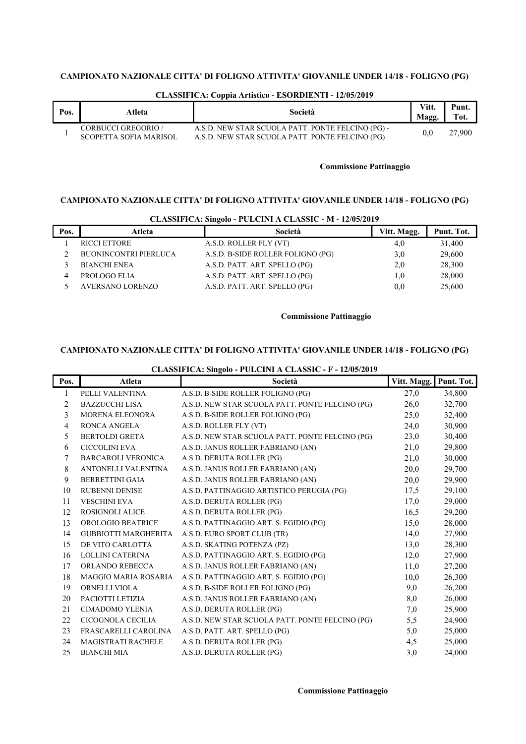**CAMPIONATO NAZIONALE CITTA' DI FOLIGNO ATTIVITA' GIOVANILE UNDER 14/18 - FOLIGNO (PG)**

**CLASSIFICA: Coppia Artistico - ESORDIENTI - 12/05/2019**

| Pos. | Atleta | Società | Vitt. Magg. | Punt. Tot. |
|---|---|---|---|---|
| 1 | CORBUCCI GREGORIO / SCOPETTA SOFIA MARISOL | A.S.D. NEW STAR SCUOLA PATT. PONTE FELCINO (PG) - A.S.D. NEW STAR SCUOLA PATT. PONTE FELCINO (PG) | 0,0 | 27,900 |

**Commissione Pattinaggio**

**CAMPIONATO NAZIONALE CITTA' DI FOLIGNO ATTIVITA' GIOVANILE UNDER 14/18 - FOLIGNO (PG)**

**CLASSIFICA: Singolo - PULCINI A CLASSIC - M - 12/05/2019**

| Pos. | Atleta | Società | Vitt. Magg. | Punt. Tot. |
|---|---|---|---|---|
| 1 | RICCI ETTORE | A.S.D. ROLLER FLY (VT) | 4,0 | 31,400 |
| 2 | BUONINCONTRI PIERLUCA | A.S.D. B-SIDE ROLLER FOLIGNO (PG) | 3,0 | 29,600 |
| 3 | BIANCHI ENEA | A.S.D. PATT. ART. SPELLO (PG) | 2,0 | 28,300 |
| 4 | PROLOGO ELIA | A.S.D. PATT. ART. SPELLO (PG) | 1,0 | 28,000 |
| 5 | AVERSANO LORENZO | A.S.D. PATT. ART. SPELLO (PG) | 0,0 | 25,600 |

**Commissione Pattinaggio**

**CAMPIONATO NAZIONALE CITTA' DI FOLIGNO ATTIVITA' GIOVANILE UNDER 14/18 - FOLIGNO (PG)**

**CLASSIFICA: Singolo - PULCINI A CLASSIC - F - 12/05/2019**

| Pos. | Atleta | Società | Vitt. Magg. | Punt. Tot. |
|---|---|---|---|---|
| 1 | PELLI VALENTINA | A.S.D. B-SIDE ROLLER FOLIGNO (PG) | 27,0 | 34,800 |
| 2 | BAZZUCCHI LISA | A.S.D. NEW STAR SCUOLA PATT. PONTE FELCINO (PG) | 26,0 | 32,700 |
| 3 | MORENA ELEONORA | A.S.D. B-SIDE ROLLER FOLIGNO (PG) | 25,0 | 32,400 |
| 4 | RONCA ANGELA | A.S.D. ROLLER FLY (VT) | 24,0 | 30,900 |
| 5 | BERTOLDI GRETA | A.S.D. NEW STAR SCUOLA PATT. PONTE FELCINO (PG) | 23,0 | 30,400 |
| 6 | CICCOLINI EVA | A.S.D. JANUS ROLLER FABRIANO (AN) | 21,0 | 29,800 |
| 7 | BARCAROLI VERONICA | A.S.D. DERUTA ROLLER (PG) | 21,0 | 30,000 |
| 8 | ANTONELLI VALENTINA | A.S.D. JANUS ROLLER FABRIANO (AN) | 20,0 | 29,700 |
| 9 | BERRETTINI GAIA | A.S.D. JANUS ROLLER FABRIANO (AN) | 20,0 | 29,900 |
| 10 | RUBENNI DENISE | A.S.D. PATTINAGGIO ARTISTICO PERUGIA (PG) | 17,5 | 29,100 |
| 11 | VESCHINI EVA | A.S.D. DERUTA ROLLER (PG) | 17,0 | 29,000 |
| 12 | ROSIGNOLI ALICE | A.S.D. DERUTA ROLLER (PG) | 16,5 | 29,200 |
| 13 | OROLOGIO BEATRICE | A.S.D. PATTINAGGIO ART. S. EGIDIO (PG) | 15,0 | 28,000 |
| 14 | GUBBIOTTI MARGHERITA | A.S.D. EURO SPORT CLUB (TR) | 14,0 | 27,900 |
| 15 | DE VITO CARLOTTA | A.S.D. SKATING POTENZA (PZ) | 13,0 | 28,300 |
| 16 | LOLLINI CATERINA | A.S.D. PATTINAGGIO ART. S. EGIDIO (PG) | 12,0 | 27,900 |
| 17 | ORLANDO REBECCA | A.S.D. JANUS ROLLER FABRIANO (AN) | 11,0 | 27,200 |
| 18 | MAGGIO MARIA ROSARIA | A.S.D. PATTINAGGIO ART. S. EGIDIO (PG) | 10,0 | 26,300 |
| 19 | ORNELLI VIOLA | A.S.D. B-SIDE ROLLER FOLIGNO (PG) | 9,0 | 26,200 |
| 20 | PACIOTTI LETIZIA | A.S.D. JANUS ROLLER FABRIANO (AN) | 8,0 | 26,000 |
| 21 | CIMADOMO YLENIA | A.S.D. DERUTA ROLLER (PG) | 7,0 | 25,900 |
| 22 | CICOGNOLA CECILIA | A.S.D. NEW STAR SCUOLA PATT. PONTE FELCINO (PG) | 5,5 | 24,900 |
| 23 | FRASCARELLI CAROLINA | A.S.D. PATT. ART. SPELLO (PG) | 5,0 | 25,000 |
| 24 | MAGISTRATI RACHELE | A.S.D. DERUTA ROLLER (PG) | 4,5 | 25,000 |
| 25 | BIANCHI MIA | A.S.D. DERUTA ROLLER (PG) | 3,0 | 24,000 |

**Commissione Pattinaggio**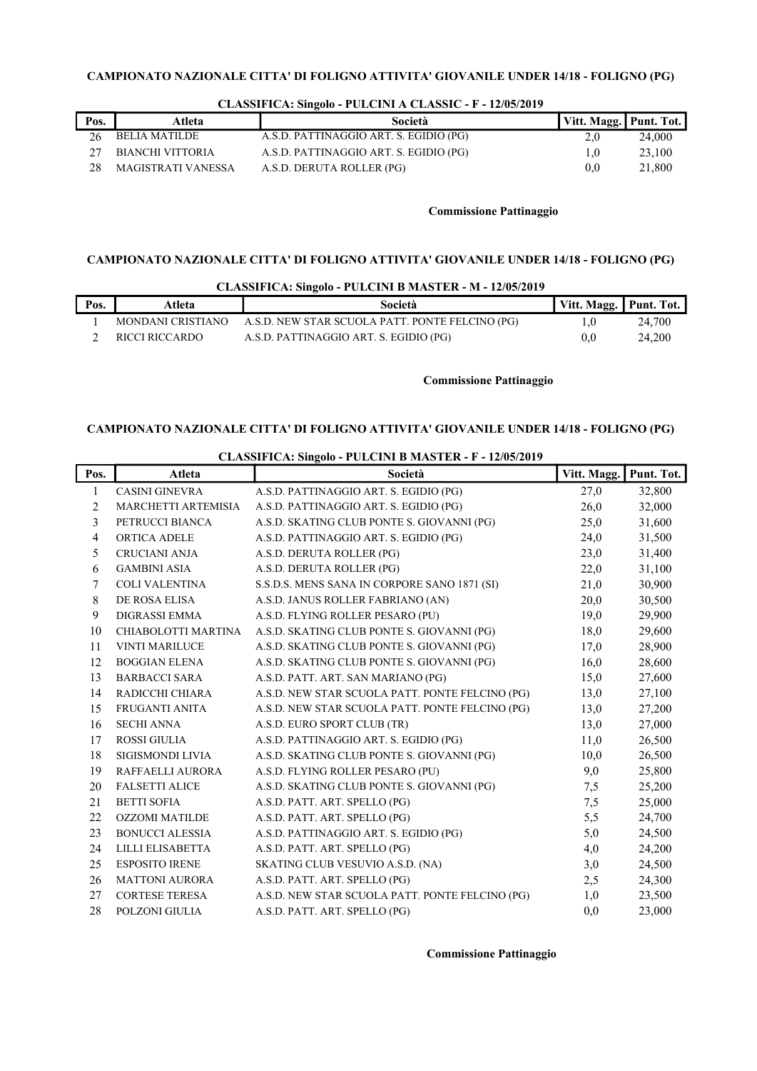**CAMPIONATO NAZIONALE CITTA' DI FOLIGNO ATTIVITA' GIOVANILE UNDER 14/18 - FOLIGNO (PG)**

**CLASSIFICA: Singolo - PULCINI A CLASSIC - F - 12/05/2019**

| Pos. | Atleta | Società | Vitt. Magg. | Punt. Tot. |
|---|---|---|---|---|
| 26 | BELIA MATILDE | A.S.D. PATTINAGGIO ART. S. EGIDIO (PG) | 2,0 | 24,000 |
| 27 | BIANCHI VITTORIA | A.S.D. PATTINAGGIO ART. S. EGIDIO (PG) | 1,0 | 23,100 |
| 28 | MAGISTRATI VANESSA | A.S.D. DERUTA ROLLER (PG) | 0,0 | 21,800 |

**Commissione Pattinaggio**

**CAMPIONATO NAZIONALE CITTA' DI FOLIGNO ATTIVITA' GIOVANILE UNDER 14/18 - FOLIGNO (PG)**

**CLASSIFICA: Singolo - PULCINI B MASTER - M - 12/05/2019**

| Pos. | Atleta | Società | Vitt. Magg. | Punt. Tot. |
|---|---|---|---|---|
| 1 | MONDANI CRISTIANO | A.S.D. NEW STAR SCUOLA PATT. PONTE FELCINO (PG) | 1,0 | 24,700 |
| 2 | RICCI RICCARDO | A.S.D. PATTINAGGIO ART. S. EGIDIO (PG) | 0,0 | 24,200 |

**Commissione Pattinaggio**

**CAMPIONATO NAZIONALE CITTA' DI FOLIGNO ATTIVITA' GIOVANILE UNDER 14/18 - FOLIGNO (PG)**

**CLASSIFICA: Singolo - PULCINI B MASTER - F - 12/05/2019**

| Pos. | Atleta | Società | Vitt. Magg. | Punt. Tot. |
|---|---|---|---|---|
| 1 | CASINI GINEVRA | A.S.D. PATTINAGGIO ART. S. EGIDIO (PG) | 27,0 | 32,800 |
| 2 | MARCHETTI ARTEMISIA | A.S.D. PATTINAGGIO ART. S. EGIDIO (PG) | 26,0 | 32,000 |
| 3 | PETRUCCI BIANCA | A.S.D. SKATING CLUB PONTE S. GIOVANNI (PG) | 25,0 | 31,600 |
| 4 | ORTICA ADELE | A.S.D. PATTINAGGIO ART. S. EGIDIO (PG) | 24,0 | 31,500 |
| 5 | CRUCIANI ANJA | A.S.D. DERUTA ROLLER (PG) | 23,0 | 31,400 |
| 6 | GAMBINI ASIA | A.S.D. DERUTA ROLLER (PG) | 22,0 | 31,100 |
| 7 | COLI VALENTINA | S.S.D.S. MENS SANA IN CORPORE SANO 1871 (SI) | 21,0 | 30,900 |
| 8 | DE ROSA ELISA | A.S.D. JANUS ROLLER FABRIANO (AN) | 20,0 | 30,500 |
| 9 | DIGRASSI EMMA | A.S.D. FLYING ROLLER PESARO (PU) | 19,0 | 29,900 |
| 10 | CHIABOLOTTI MARTINA | A.S.D. SKATING CLUB PONTE S. GIOVANNI (PG) | 18,0 | 29,600 |
| 11 | VINTI MARILUCE | A.S.D. SKATING CLUB PONTE S. GIOVANNI (PG) | 17,0 | 28,900 |
| 12 | BOGGIAN ELENA | A.S.D. SKATING CLUB PONTE S. GIOVANNI (PG) | 16,0 | 28,600 |
| 13 | BARBACCI SARA | A.S.D. PATT. ART. SAN MARIANO (PG) | 15,0 | 27,600 |
| 14 | RADICCHI CHIARA | A.S.D. NEW STAR SCUOLA PATT. PONTE FELCINO (PG) | 13,0 | 27,100 |
| 15 | FRUGANTI ANITA | A.S.D. NEW STAR SCUOLA PATT. PONTE FELCINO (PG) | 13,0 | 27,200 |
| 16 | SECHI ANNA | A.S.D. EURO SPORT CLUB (TR) | 13,0 | 27,000 |
| 17 | ROSSI GIULIA | A.S.D. PATTINAGGIO ART. S. EGIDIO (PG) | 11,0 | 26,500 |
| 18 | SIGISMONDI LIVIA | A.S.D. SKATING CLUB PONTE S. GIOVANNI (PG) | 10,0 | 26,500 |
| 19 | RAFFAELLI AURORA | A.S.D. FLYING ROLLER PESARO (PU) | 9,0 | 25,800 |
| 20 | FALSETTI ALICE | A.S.D. SKATING CLUB PONTE S. GIOVANNI (PG) | 7,5 | 25,200 |
| 21 | BETTI SOFIA | A.S.D. PATT. ART. SPELLO (PG) | 7,5 | 25,000 |
| 22 | OZZOMI MATILDE | A.S.D. PATT. ART. SPELLO (PG) | 5,5 | 24,700 |
| 23 | BONUCCI ALESSIA | A.S.D. PATTINAGGIO ART. S. EGIDIO (PG) | 5,0 | 24,500 |
| 24 | LILLI ELISABETTA | A.S.D. PATT. ART. SPELLO (PG) | 4,0 | 24,200 |
| 25 | ESPOSITO IRENE | SKATING CLUB VESUVIO A.S.D. (NA) | 3,0 | 24,500 |
| 26 | MATTONI AURORA | A.S.D. PATT. ART. SPELLO (PG) | 2,5 | 24,300 |
| 27 | CORTESE TERESA | A.S.D. NEW STAR SCUOLA PATT. PONTE FELCINO (PG) | 1,0 | 23,500 |
| 28 | POLZONI GIULIA | A.S.D. PATT. ART. SPELLO (PG) | 0,0 | 23,000 |

**Commissione Pattinaggio**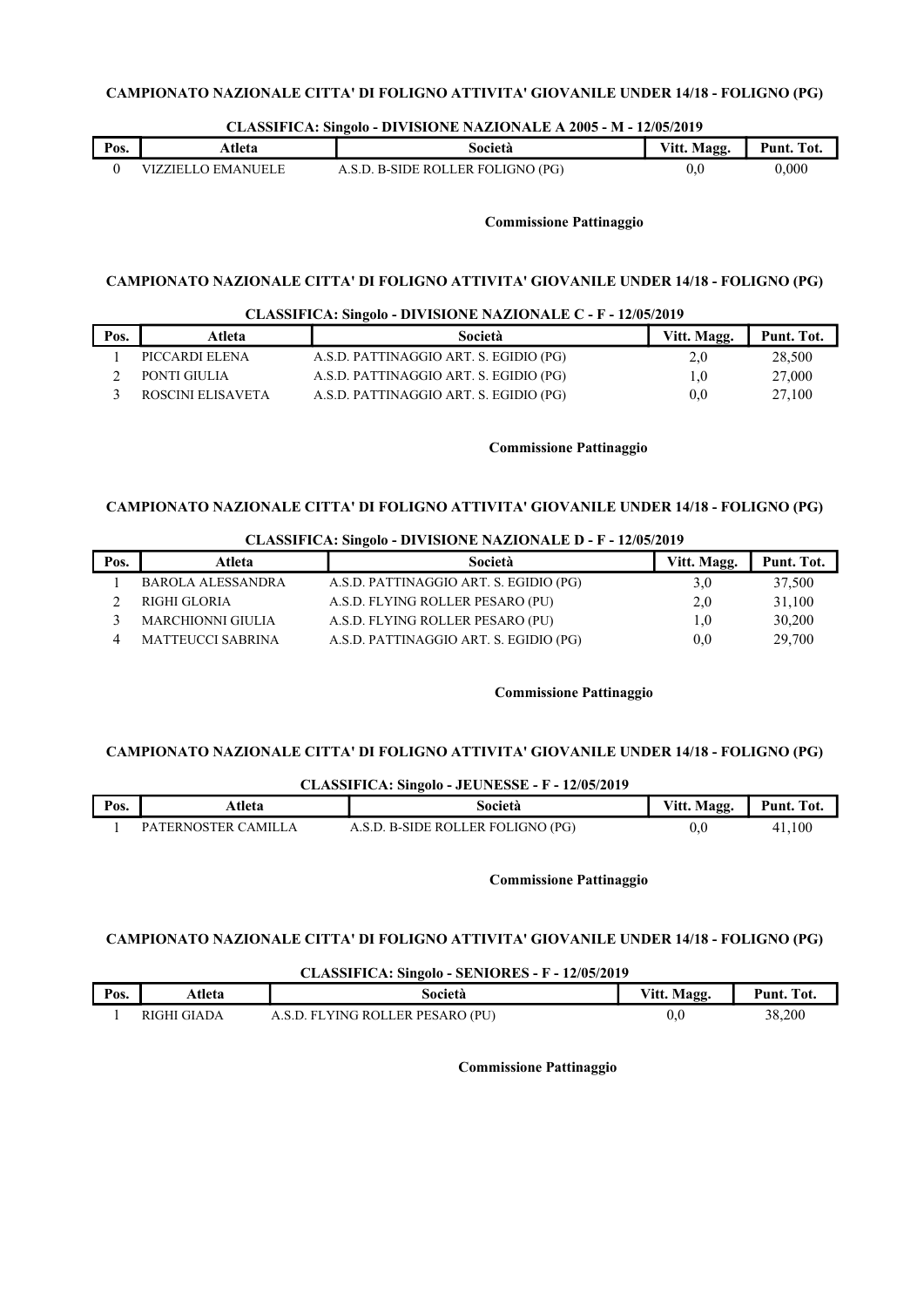**CAMPIONATO NAZIONALE CITTA' DI FOLIGNO ATTIVITA' GIOVANILE UNDER 14/18 - FOLIGNO (PG)**

**CLASSIFICA: Singolo - DIVISIONE NAZIONALE A 2005 - M - 12/05/2019**

| Pos. | Atleta | Società | Vitt. Magg. | Punt. Tot. |
|---|---|---|---|---|
| 0 | VIZZIELLO EMANUELE | A.S.D. B-SIDE ROLLER FOLIGNO (PG) | 0,0 | 0,000 |

**Commissione Pattinaggio**

**CAMPIONATO NAZIONALE CITTA' DI FOLIGNO ATTIVITA' GIOVANILE UNDER 14/18 - FOLIGNO (PG)**

**CLASSIFICA: Singolo - DIVISIONE NAZIONALE C - F - 12/05/2019**

| Pos. | Atleta | Società | Vitt. Magg. | Punt. Tot. |
|---|---|---|---|---|
| 1 | PICCARDI ELENA | A.S.D. PATTINAGGIO ART. S. EGIDIO (PG) | 2,0 | 28,500 |
| 2 | PONTI GIULIA | A.S.D. PATTINAGGIO ART. S. EGIDIO (PG) | 1,0 | 27,000 |
| 3 | ROSCINI ELISAVETA | A.S.D. PATTINAGGIO ART. S. EGIDIO (PG) | 0,0 | 27,100 |

**Commissione Pattinaggio**

**CAMPIONATO NAZIONALE CITTA' DI FOLIGNO ATTIVITA' GIOVANILE UNDER 14/18 - FOLIGNO (PG)**

**CLASSIFICA: Singolo - DIVISIONE NAZIONALE D - F - 12/05/2019**

| Pos. | Atleta | Società | Vitt. Magg. | Punt. Tot. |
|---|---|---|---|---|
| 1 | BAROLA ALESSANDRA | A.S.D. PATTINAGGIO ART. S. EGIDIO (PG) | 3,0 | 37,500 |
| 2 | RIGHI GLORIA | A.S.D. FLYING ROLLER PESARO (PU) | 2,0 | 31,100 |
| 3 | MARCHIONNI GIULIA | A.S.D. FLYING ROLLER PESARO (PU) | 1,0 | 30,200 |
| 4 | MATTEUCCI SABRINA | A.S.D. PATTINAGGIO ART. S. EGIDIO (PG) | 0,0 | 29,700 |

**Commissione Pattinaggio**

**CAMPIONATO NAZIONALE CITTA' DI FOLIGNO ATTIVITA' GIOVANILE UNDER 14/18 - FOLIGNO (PG)**

**CLASSIFICA: Singolo - JEUNESSE - F - 12/05/2019**

| Pos. | Atleta | Società | Vitt. Magg. | Punt. Tot. |
|---|---|---|---|---|
| 1 | PATERNOSTER CAMILLA | A.S.D. B-SIDE ROLLER FOLIGNO (PG) | 0,0 | 41,100 |

**Commissione Pattinaggio**

**CAMPIONATO NAZIONALE CITTA' DI FOLIGNO ATTIVITA' GIOVANILE UNDER 14/18 - FOLIGNO (PG)**

**CLASSIFICA: Singolo - SENIORES - F - 12/05/2019**

| Pos. | Atleta | Società | Vitt. Magg. | Punt. Tot. |
|---|---|---|---|---|
| 1 | RIGHI GIADA | A.S.D. FLYING ROLLER PESARO (PU) | 0,0 | 38,200 |

**Commissione Pattinaggio**